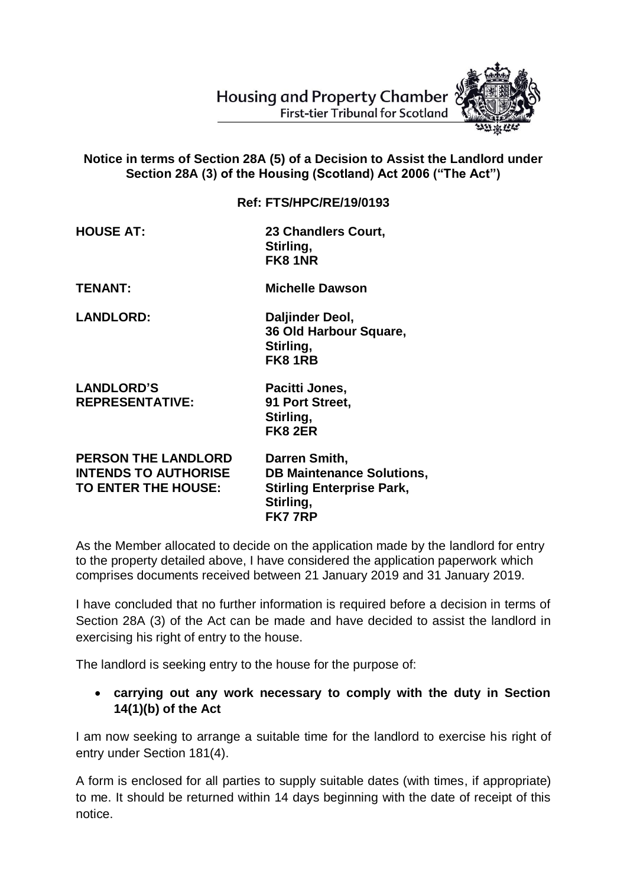Housing and Property Chamber
First-tier Tribunal for Scotland

**Notice in terms of Section 28A (5) of a Decision to Assist the Landlord under Section 28A (3) of the Housing (Scotland) Act 2006 ("The Act")**

**Ref: FTS/HPC/RE/19/0193**

| | |
|---|---|
| **HOUSE AT:** | **23 Chandlers Court, Stirling, FK8 1NR** |
| **TENANT:** | **Michelle Dawson** |
| **LANDLORD:** | **Daljinder Deol, 36 Old Harbour Square, Stirling, FK8 1RB** |
| **LANDLORD'S REPRESENTATIVE:** | **Pacitti Jones, 91 Port Street, Stirling, FK8 2ER** |
| **PERSON THE LANDLORD INTENDS TO AUTHORISE TO ENTER THE HOUSE:** | **Darren Smith, DB Maintenance Solutions, Stirling Enterprise Park, Stirling, FK7 7RP** |

As the Member allocated to decide on the application made by the landlord for entry to the property detailed above, I have considered the application paperwork which comprises documents received between 21 January 2019 and 31 January 2019.

I have concluded that no further information is required before a decision in terms of Section 28A (3) of the Act can be made and have decided to assist the landlord in exercising his right of entry to the house.

The landlord is seeking entry to the house for the purpose of:

- **carrying out any work necessary to comply with the duty in Section 14(1)(b) of the Act**

I am now seeking to arrange a suitable time for the landlord to exercise his right of entry under Section 181(4).

A form is enclosed for all parties to supply suitable dates (with times, if appropriate) to me. It should be returned within 14 days beginning with the date of receipt of this notice.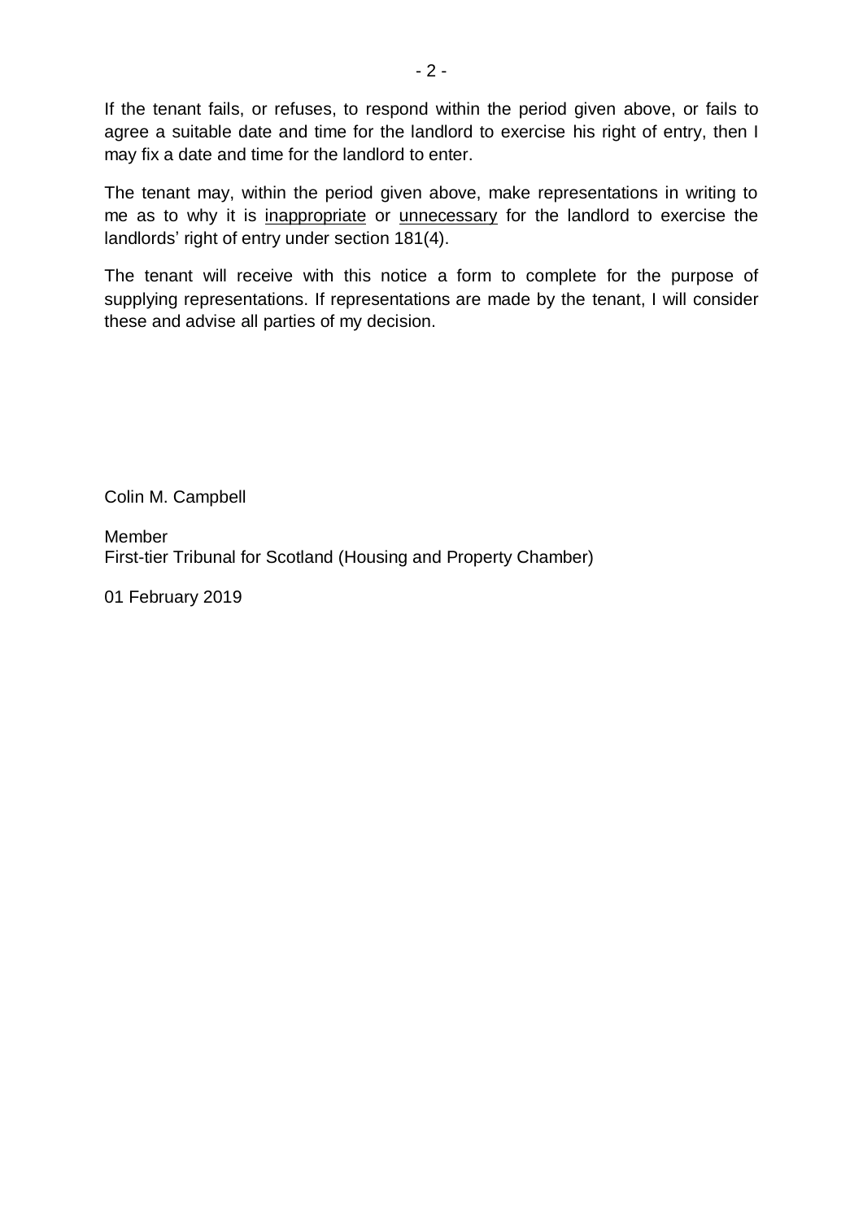If the tenant fails, or refuses, to respond within the period given above, or fails to agree a suitable date and time for the landlord to exercise his right of entry, then I may fix a date and time for the landlord to enter.

The tenant may, within the period given above, make representations in writing to me as to why it is <u>inappropriate</u> or <u>unnecessary</u> for the landlord to exercise the landlords' right of entry under section 181(4).

The tenant will receive with this notice a form to complete for the purpose of supplying representations. If representations are made by the tenant, I will consider these and advise all parties of my decision.

Colin M. Campbell

Member
First-tier Tribunal for Scotland (Housing and Property Chamber)

01 February 2019